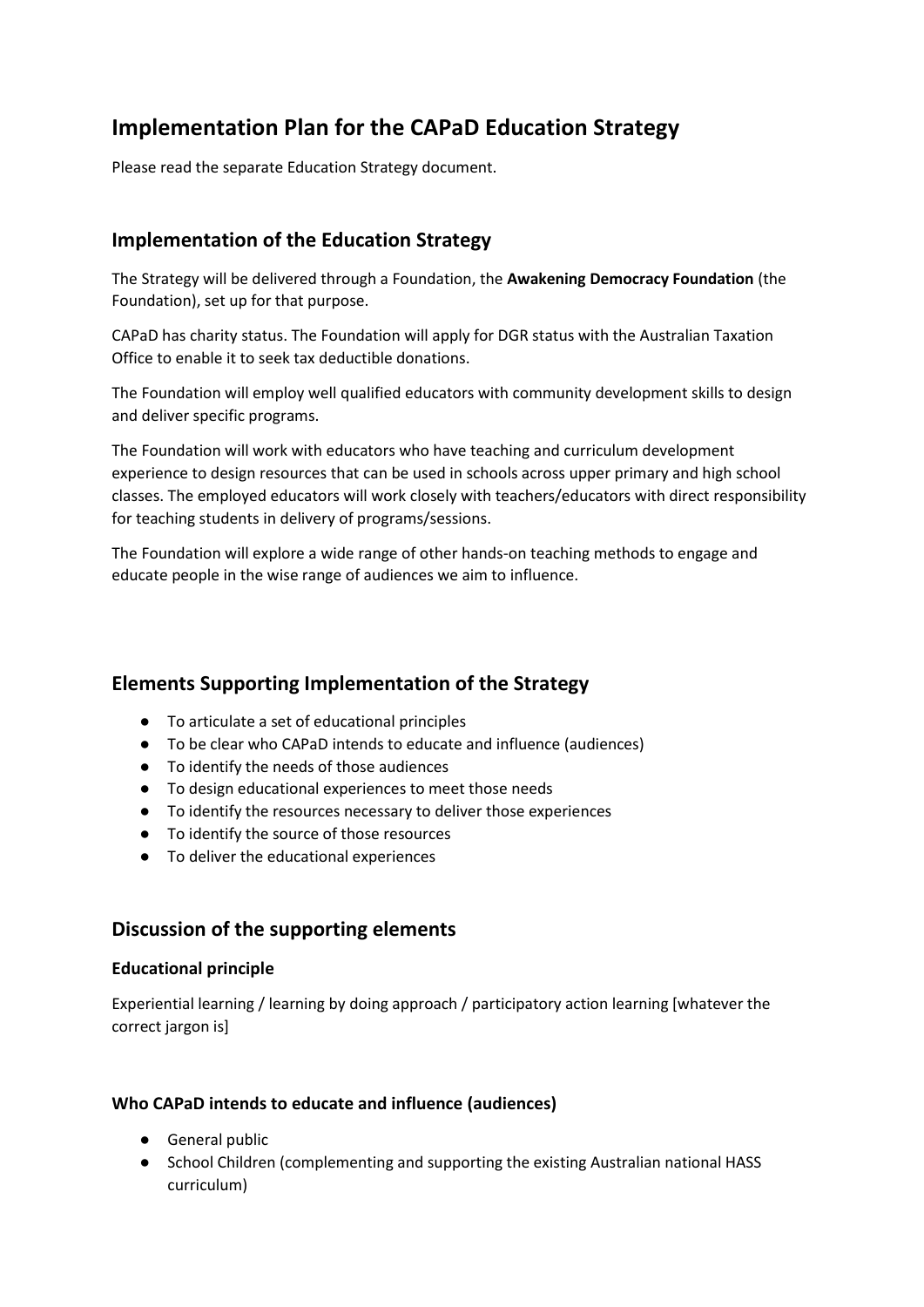# Implementation Plan for the CAPaD Education Strategy

Please read the separate Education Strategy document.

## Implementation of the Education Strategy

The Strategy will be delivered through a Foundation, the **Awakening Democracy Foundation** (the Foundation), set up for that purpose.

CAPaD has charity status. The Foundation will apply for DGR status with the Australian Taxation Office to enable it to seek tax deductible donations.

The Foundation will employ well qualified educators with community development skills to design and deliver specific programs.

The Foundation will work with educators who have teaching and curriculum development experience to design resources that can be used in schools across upper primary and high school classes. The employed educators will work closely with teachers/educators with direct responsibility for teaching students in delivery of programs/sessions.

The Foundation will explore a wide range of other hands-on teaching methods to engage and educate people in the wise range of audiences we aim to influence.

## Elements Supporting Implementation of the Strategy

- To articulate a set of educational principles
- To be clear who CAPaD intends to educate and influence (audiences)
- To identify the needs of those audiences
- To design educational experiences to meet those needs
- To identify the resources necessary to deliver those experiences
- To identify the source of those resources
- To deliver the educational experiences

## Discussion of the supporting elements

### Educational principle

Experiential learning / learning by doing approach / participatory action learning [whatever the correct jargon is]

### Who CAPaD intends to educate and influence (audiences)

- General public
- School Children (complementing and supporting the existing Australian national HASS curriculum)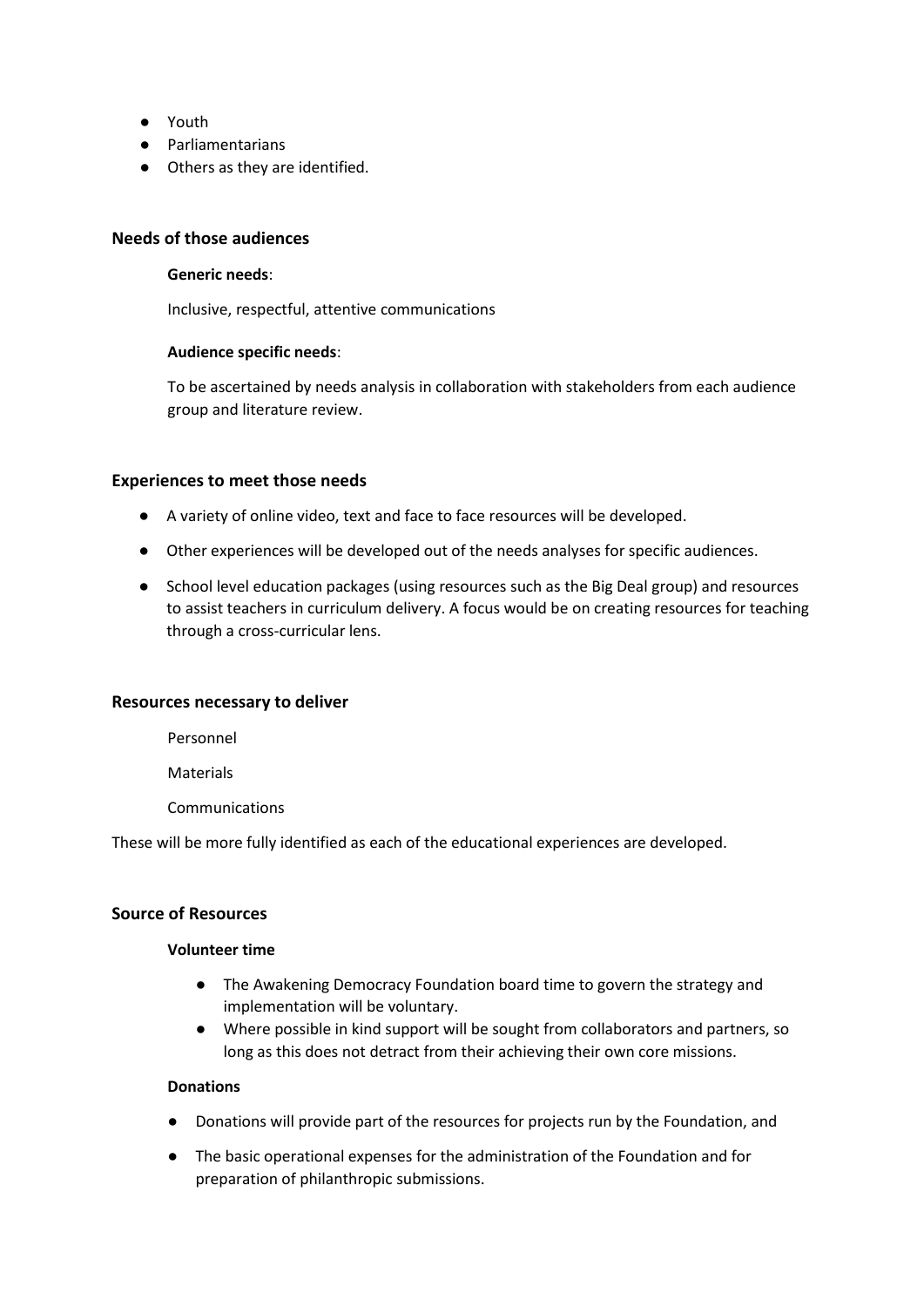- Youth
- Parliamentarians
- Others as they are identified.

### Needs of those audiences

**Generic needs**:

Inclusive, respectful, attentive communications

**Audience specific needs**:

To be ascertained by needs analysis in collaboration with stakeholders from each audience group and literature review.

### Experiences to meet those needs

- A variety of online video, text and face to face resources will be developed.
- Other experiences will be developed out of the needs analyses for specific audiences.
- School level education packages (using resources such as the Big Deal group) and resources to assist teachers in curriculum delivery. A focus would be on creating resources for teaching through a cross-curricular lens.

### Resources necessary to deliver

Personnel

Materials

Communications

These will be more fully identified as each of the educational experiences are developed.

### Source of Resources

**Volunteer time**

- The Awakening Democracy Foundation board time to govern the strategy and implementation will be voluntary.
- Where possible in kind support will be sought from collaborators and partners, so long as this does not detract from their achieving their own core missions.

**Donations**

- Donations will provide part of the resources for projects run by the Foundation, and
- The basic operational expenses for the administration of the Foundation and for preparation of philanthropic submissions.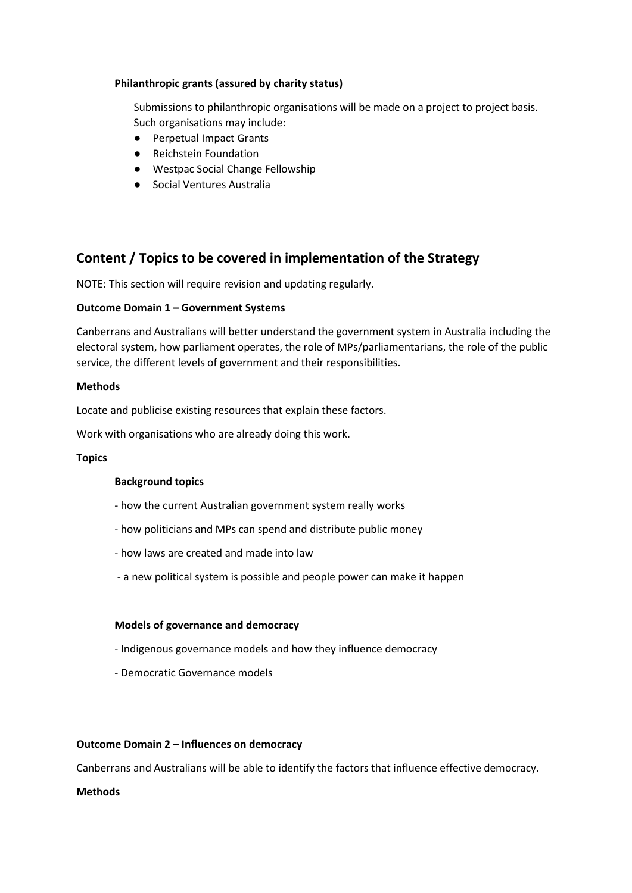**Philanthropic grants (assured by charity status)**

Submissions to philanthropic organisations will be made on a project to project basis. Such organisations may include:

- Perpetual Impact Grants
- Reichstein Foundation
- Westpac Social Change Fellowship
- Social Ventures Australia

## Content / Topics to be covered in implementation of the Strategy

NOTE: This section will require revision and updating regularly.

**Outcome Domain 1 – Government Systems**

Canberrans and Australians will better understand the government system in Australia including the electoral system, how parliament operates, the role of MPs/parliamentarians, the role of the public service, the different levels of government and their responsibilities.

**Methods**

Locate and publicise existing resources that explain these factors.

Work with organisations who are already doing this work.

**Topics**

**Background topics**

- how the current Australian government system really works

- how politicians and MPs can spend and distribute public money

- how laws are created and made into law

- a new political system is possible and people power can make it happen

**Models of governance and democracy**

- Indigenous governance models and how they influence democracy

- Democratic Governance models

**Outcome Domain 2 – Influences on democracy**

Canberrans and Australians will be able to identify the factors that influence effective democracy.

**Methods**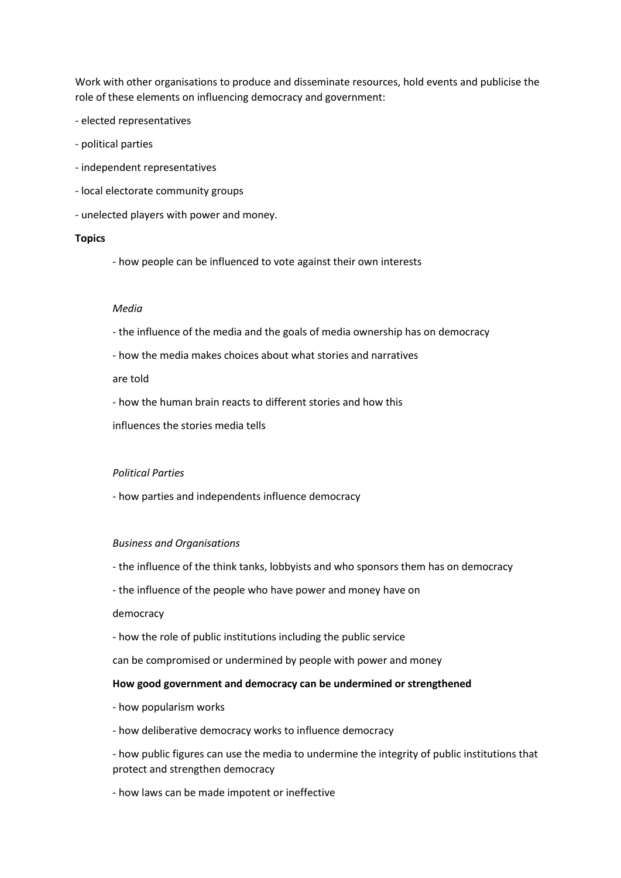Work with other organisations to produce and disseminate resources, hold events and publicise the role of these elements on influencing democracy and government:

- elected representatives
- political parties
- independent representatives
- local electorate community groups
- unelected players with power and money.

**Topics**

- how people can be influenced to vote against their own interests

*Media*

- the influence of the media and the goals of media ownership has on democracy
- how the media makes choices about what stories and narratives are told
- how the human brain reacts to different stories and how this influences the stories media tells

*Political Parties*

- how parties and independents influence democracy

*Business and Organisations*

- the influence of the think tanks, lobbyists and who sponsors them has on democracy
- the influence of the people who have power and money have on democracy
- how the role of public institutions including the public service can be compromised or undermined by people with power and money

**How good government and democracy can be undermined or strengthened**

- how popularism works
- how deliberative democracy works to influence democracy
- how public figures can use the media to undermine the integrity of public institutions that protect and strengthen democracy
- how laws can be made impotent or ineffective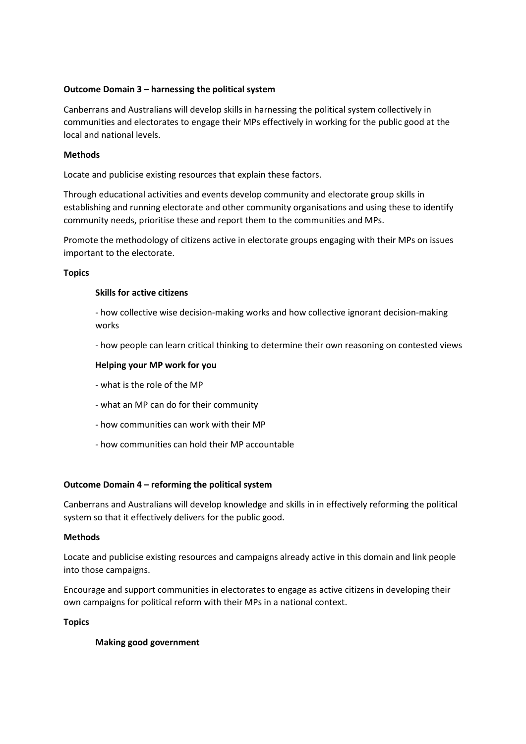**Outcome Domain 3 – harnessing the political system**

Canberrans and Australians will develop skills in harnessing the political system collectively in communities and electorates to engage their MPs effectively in working for the public good at the local and national levels.

**Methods**

Locate and publicise existing resources that explain these factors.

Through educational activities and events develop community and electorate group skills in establishing and running electorate and other community organisations and using these to identify community needs, prioritise these and report them to the communities and MPs.

Promote the methodology of citizens active in electorate groups engaging with their MPs on issues important to the electorate.

**Topics**

**Skills for active citizens**

- how collective wise decision-making works and how collective ignorant decision-making works

- how people can learn critical thinking to determine their own reasoning on contested views

**Helping your MP work for you**

- what is the role of the MP

- what an MP can do for their community

- how communities can work with their MP

- how communities can hold their MP accountable

**Outcome Domain 4 – reforming the political system**

Canberrans and Australians will develop knowledge and skills in in effectively reforming the political system so that it effectively delivers for the public good.

**Methods**

Locate and publicise existing resources and campaigns already active in this domain and link people into those campaigns.

Encourage and support communities in electorates to engage as active citizens in developing their own campaigns for political reform with their MPs in a national context.

**Topics**

**Making good government**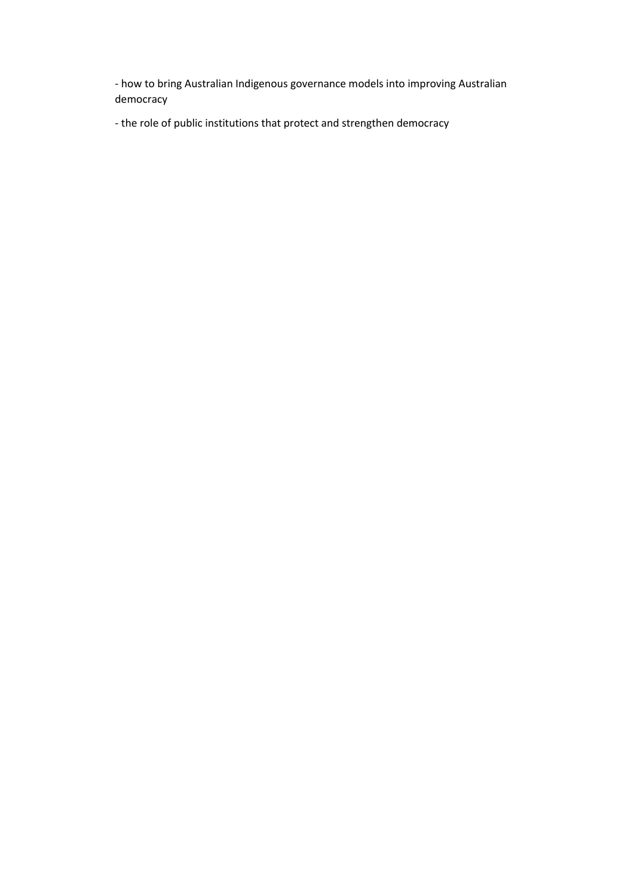- how to bring Australian Indigenous governance models into improving Australian democracy

- the role of public institutions that protect and strengthen democracy